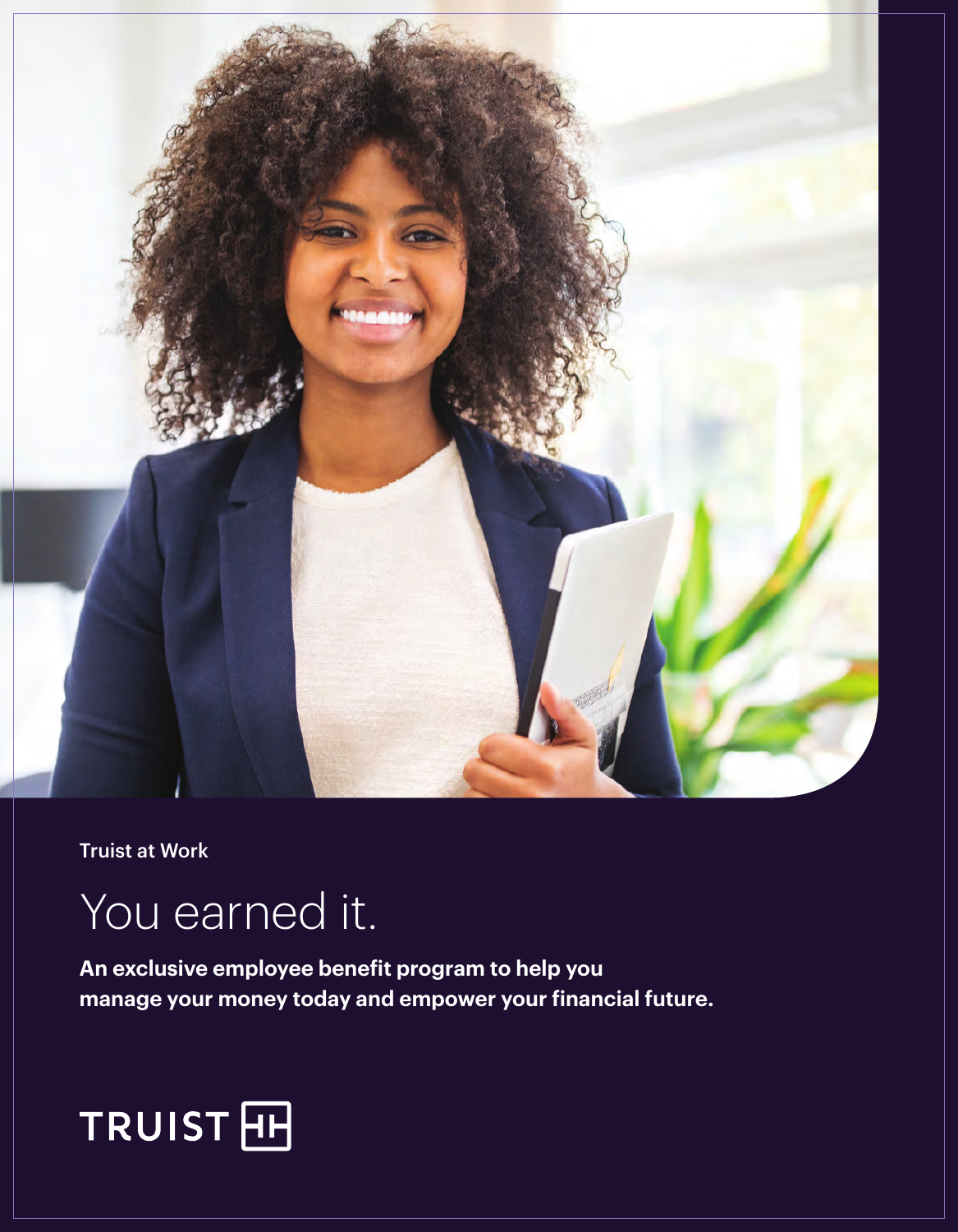Truist at Work

# You earned it.

**An exclusive employee benefit program to help you manage your money today and empower your financial future.**

TRUIST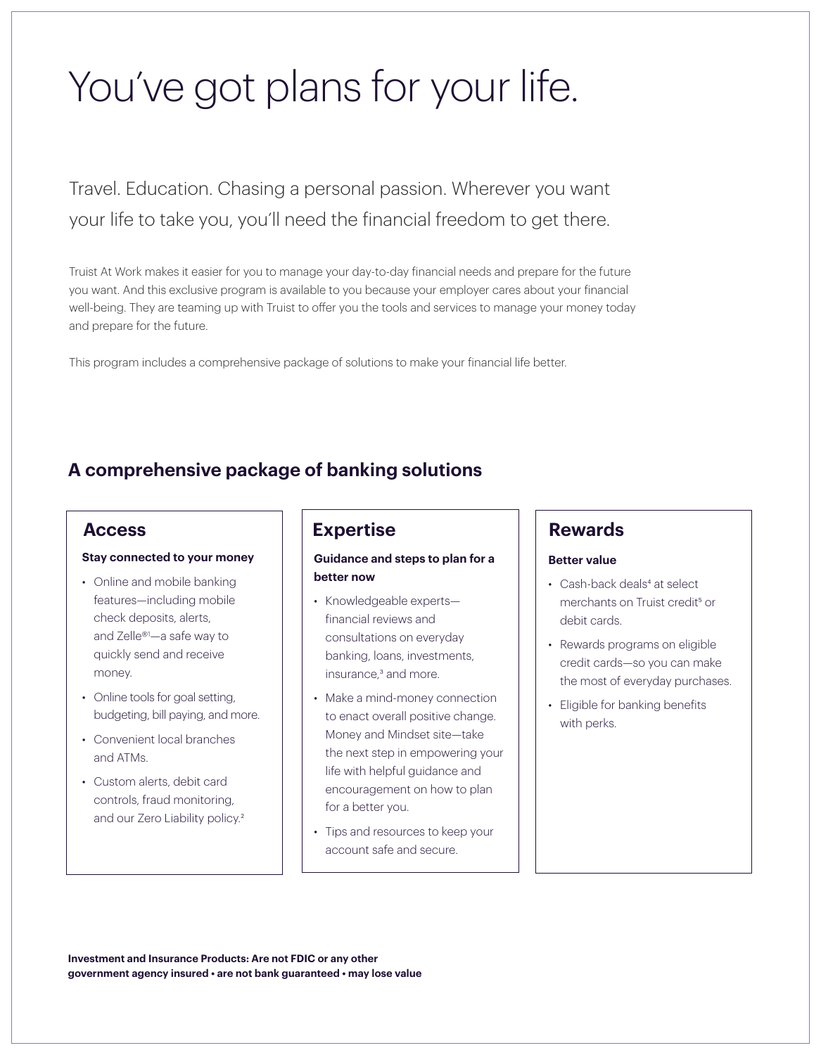# You've got plans for your life.

Travel. Education. Chasing a personal passion. Wherever you want your life to take you, you'll need the financial freedom to get there.

Truist At Work makes it easier for you to manage your day-to-day financial needs and prepare for the future you want. And this exclusive program is available to you because your employer cares about your financial well-being. They are teaming up with Truist to offer you the tools and services to manage your money today and prepare for the future.

This program includes a comprehensive package of solutions to make your financial life better.

## A comprehensive package of banking solutions

### Access

**Stay connected to your money**

- Online and mobile banking features—including mobile check deposits, alerts, and Zelle®[1]—a safe way to quickly send and receive money.
- Online tools for goal setting, budgeting, bill paying, and more.
- Convenient local branches and ATMs.
- Custom alerts, debit card controls, fraud monitoring, and our Zero Liability policy.[2]

### Expertise

**Guidance and steps to plan for a better now**

- Knowledgeable experts—financial reviews and consultations on everyday banking, loans, investments, insurance,[3] and more.
- Make a mind-money connection to enact overall positive change. Money and Mindset site—take the next step in empowering your life with helpful guidance and encouragement on how to plan for a better you.
- Tips and resources to keep your account safe and secure.

### Rewards

**Better value**

- Cash-back deals[4] at select merchants on Truist credit[5] or debit cards.
- Rewards programs on eligible credit cards—so you can make the most of everyday purchases.
- Eligible for banking benefits with perks.

**Investment and Insurance Products: Are not FDIC or any other government agency insured • are not bank guaranteed • may lose value**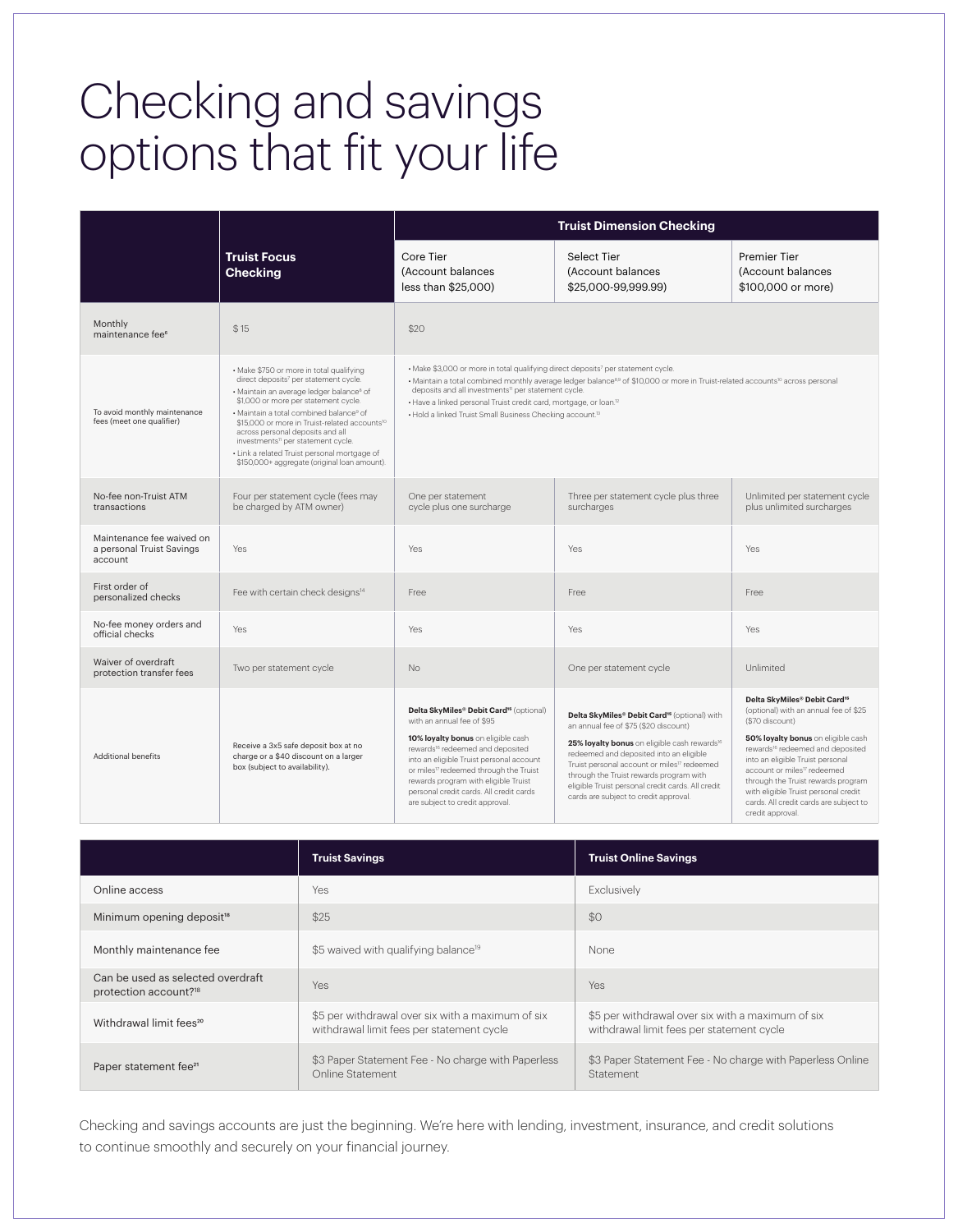# Checking and savings options that fit your life

| | Truist Focus Checking | Truist Dimension Checking | | |
|---|---|---|---|---|
| | | Core Tier (Account balances less than $25,000) | Select Tier (Account balances $25,000-99,999.99) | Premier Tier (Account balances $100,000 or more) |
| Monthly maintenance fee[6] | $15 | $20 | | |
| To avoid monthly maintenance fees (meet one qualifier) | • Make $750 or more in total qualifying direct deposits[7] per statement cycle.<br>• Maintain an average ledger balance[8] of $1,000 or more per statement cycle.<br>• Maintain a total combined balance[9] of $15,000 or more in Truist-related accounts[10] across personal deposits and all investments[11] per statement cycle.<br>• Link a related Truist personal mortgage of $150,000+ aggregate (original loan amount). | • Make $3,000 or more in total qualifying direct deposits[7] per statement cycle.<br>• Maintain a total combined monthly average ledger balance[8,9] of $10,000 or more in Truist-related accounts[10] across personal deposits and all investments[11] per statement cycle.<br>• Have a linked personal Truist credit card, mortgage, or loan.[12]<br>• Hold a linked Truist Small Business Checking account.[13] | | |
| No-fee non-Truist ATM transactions | Four per statement cycle (fees may be charged by ATM owner) | One per statement cycle plus one surcharge | Three per statement cycle plus three surcharges | Unlimited per statement cycle plus unlimited surcharges |
| Maintenance fee waived on a personal Truist Savings account | Yes | Yes | Yes | Yes |
| First order of personalized checks | Fee with certain check designs[14] | Free | Free | Free |
| No-fee money orders and official checks | Yes | Yes | Yes | Yes |
| Waiver of overdraft protection transfer fees | Two per statement cycle | No | One per statement cycle | Unlimited |
| Additional benefits | Receive a 3x5 safe deposit box at no charge or a $40 discount on a larger box (subject to availability). | **Delta SkyMiles® Debit Card[15]** (optional) with an annual fee of $95<br><br>**10% loyalty bonus** on eligible cash rewards[16] redeemed and deposited into an eligible Truist personal account or miles[17] redeemed through the Truist rewards program with eligible Truist personal credit cards. All credit cards are subject to credit approval. | **Delta SkyMiles® Debit Card[15]** (optional) with an annual fee of $75 ($20 discount)<br><br>**25% loyalty bonus** on eligible cash rewards[16] redeemed and deposited into an eligible Truist personal account or miles[17] redeemed through the Truist rewards program with eligible Truist personal credit cards. All credit cards are subject to credit approval. | **Delta SkyMiles® Debit Card[15]** (optional) with an annual fee of $25 ($70 discount)<br><br>**50% loyalty bonus** on eligible cash rewards[16] redeemed and deposited into an eligible Truist personal account or miles[17] redeemed through the Truist rewards program with eligible Truist personal credit cards. All credit cards are subject to credit approval. |

| | Truist Savings | Truist Online Savings |
|---|---|---|
| Online access | Yes | Exclusively |
| Minimum opening deposit[18] | $25 | $0 |
| Monthly maintenance fee | $5 waived with qualifying balance[19] | None |
| Can be used as selected overdraft protection account?[18] | Yes | Yes |
| Withdrawal limit fees[20] | $5 per withdrawal over six with a maximum of six withdrawal limit fees per statement cycle | $5 per withdrawal over six with a maximum of six withdrawal limit fees per statement cycle |
| Paper statement fee[21] | $3 Paper Statement Fee - No charge with Paperless Online Statement | $3 Paper Statement Fee - No charge with Paperless Online Statement |

Checking and savings accounts are just the beginning. We're here with lending, investment, insurance, and credit solutions to continue smoothly and securely on your financial journey.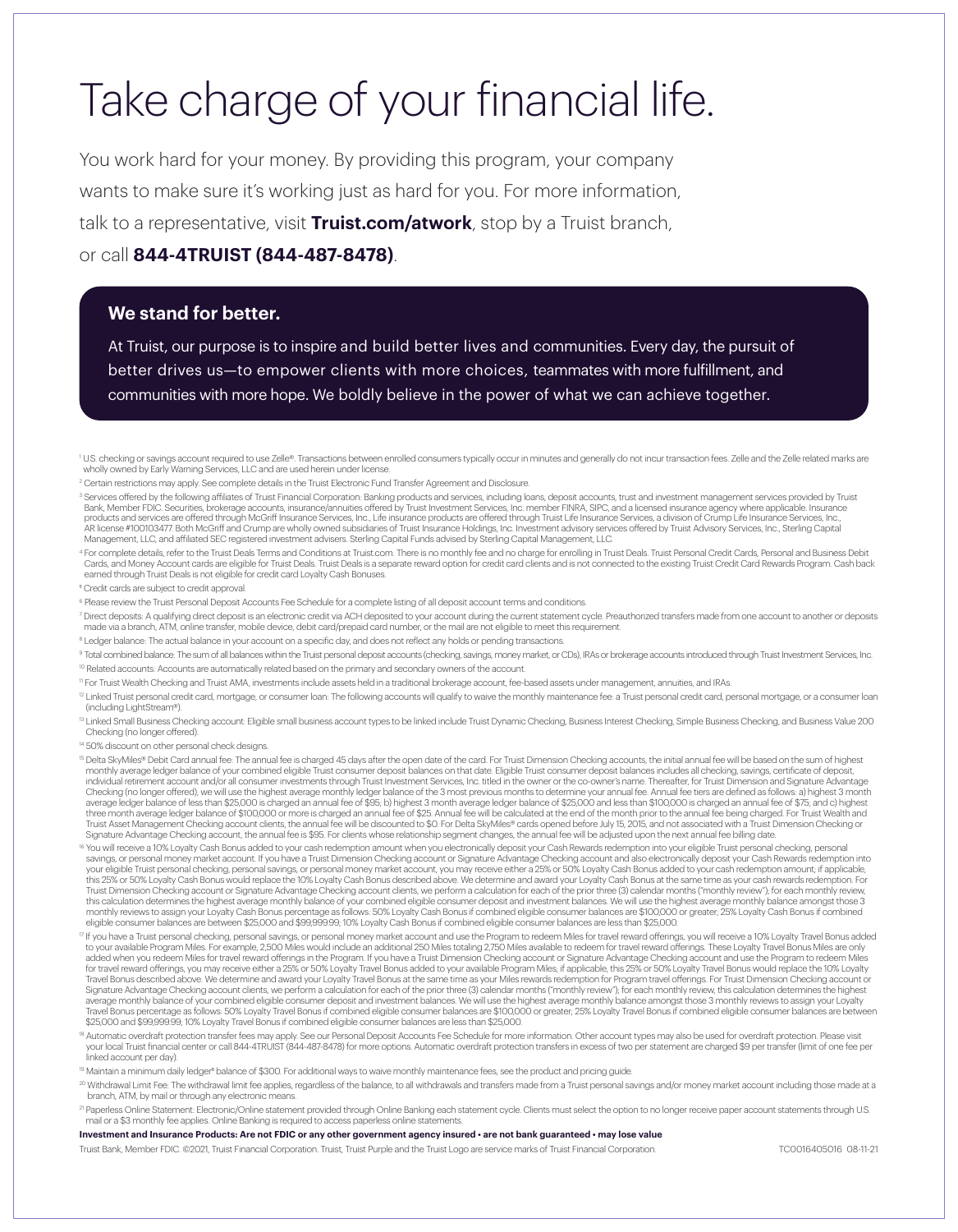# Take charge of your financial life.

You work hard for your money. By providing this program, your company wants to make sure it's working just as hard for you. For more information, talk to a representative, visit **Truist.com/atwork**, stop by a Truist branch, or call **844-4TRUIST (844-487-8478)**.

## We stand for better.

At Truist, our purpose is to inspire and build better lives and communities. Every day, the pursuit of better drives us—to empower clients with more choices, teammates with more fulfillment, and communities with more hope. We boldly believe in the power of what we can achieve together.

[1] U.S. checking or savings account required to use Zelle®. Transactions between enrolled consumers typically occur in minutes and generally do not incur transaction fees. Zelle and the Zelle related marks are wholly owned by Early Warning Services, LLC and are used herein under license.

[2] Certain restrictions may apply. See complete details in the Truist Electronic Fund Transfer Agreement and Disclosure.

[3] Services offered by the following affiliates of Truist Financial Corporation: Banking products and services, including loans, deposit accounts, trust and investment management services provided by Truist Bank, Member FDIC. Securities, brokerage accounts, insurance/annuities offered by Truist Investment Services, Inc. member FINRA, SIPC, and a licensed insurance agency where applicable. Insurance products and services are offered through McGriff Insurance Services, Inc., Life insurance products are offered through Truist Life Insurance Services, a division of Crump Life Insurance Services, Inc., AR license #100103477. Both McGriff and Crump are wholly owned subsidiaries of Truist Insurance Holdings, Inc. Investment advisory services offered by Truist Advisory Services, Inc., Sterling Capital Management, LLC, and affiliated SEC registered investment advisers. Sterling Capital Funds advised by Sterling Capital Management, LLC.

[4] For complete details, refer to the Truist Deals Terms and Conditions at Truist.com. There is no monthly fee and no charge for enrolling in Truist Deals. Truist Personal Credit Cards, Personal and Business Debit Cards, and Money Account cards are eligible for Truist Deals. Truist Deals is a separate reward option for credit card clients and is not connected to the existing Truist Credit Card Rewards Program. Cash back earned through Truist Deals is not eligible for credit card Loyalty Cash Bonuses.

[5] Credit cards are subject to credit approval.

[6] Please review the Truist Personal Deposit Accounts Fee Schedule for a complete listing of all deposit account terms and conditions.

[7] Direct deposits: A qualifying direct deposit is an electronic credit via ACH deposited to your account during the current statement cycle. Preauthorized transfers made from one account to another or deposits made via a branch, ATM, online transfer, mobile device, debit card/prepaid card number, or the mail are not eligible to meet this requirement.

[8] Ledger balance: The actual balance in your account on a specific day, and does not reflect any holds or pending transactions.

[9] Total combined balance: The sum of all balances within the Truist personal deposit accounts (checking, savings, money market, or CDs), IRAs or brokerage accounts introduced through Truist Investment Services, Inc.

[10] Related accounts: Accounts are automatically related based on the primary and secondary owners of the account.

[11] For Truist Wealth Checking and Truist AMA, investments include assets held in a traditional brokerage account, fee-based assets under management, annuities, and IRAs.

[12] Linked Truist personal credit card, mortgage, or consumer loan: The following accounts will qualify to waive the monthly maintenance fee: a Truist personal credit card, personal mortgage, or a consumer loan (including LightStream®).

[13] Linked Small Business Checking account: Eligible small business account types to be linked include Truist Dynamic Checking, Business Interest Checking, Simple Business Checking, and Business Value 200 Checking (no longer offered).

[14] 50% discount on other personal check designs.

[15] Delta SkyMiles® Debit Card annual fee: The annual fee is charged 45 days after the open date of the card. For Truist Dimension Checking accounts, the initial annual fee will be based on the sum of highest monthly average ledger balance of your combined eligible Truist consumer deposit balances on that date. Eligible Truist consumer deposit balances includes all checking, savings, certificate of deposit, individual retirement account and/or all consumer investments through Truist Investment Services, Inc. titled in the owner or the co-owner's name. Thereafter, for Truist Dimension and Signature Advantage Checking (no longer offered), we will use the highest average monthly ledger balance of the 3 most previous months to determine your annual fee. Annual fee tiers are defined as follows: a) highest 3 month average ledger balance of less than $25,000 is charged an annual fee of $95; b) highest 3 month average ledger balance of $25,000 and less than $100,000 is charged an annual fee of $75; and c) highest three month average ledger balance of $100,000 or more is charged an annual fee of $25. Annual fee will be calculated at the end of the month prior to the annual fee being charged. For Truist Wealth and Truist Asset Management Checking account clients, the annual fee will be discounted to $0. For Delta SkyMiles® cards opened before July 15, 2015, and not associated with a Truist Dimension Checking or Signature Advantage Checking account, the annual fee is $95. For clients whose relationship segment changes, the annual fee will be adjusted upon the next annual fee billing date.

[16] You will receive a 10% Loyalty Cash Bonus added to your cash redemption amount when you electronically deposit your Cash Rewards redemption into your eligible Truist personal checking, personal savings, or personal money market account. If you have a Truist Dimension Checking account or Signature Advantage Checking account and also electronically deposit your Cash Rewards redemption into your eligible Truist personal checking, personal savings, or personal money market account, you may receive either a 25% or 50% Loyalty Cash Bonus added to your cash redemption amount; if applicable, this 25% or 50% Loyalty Cash Bonus would replace the 10% Loyalty Cash Bonus described above. We determine and award your Loyalty Cash Bonus at the same time as your cash rewards redemption. For Truist Dimension Checking account or Signature Advantage Checking account clients, we perform a calculation for each of the prior three (3) calendar months ("monthly review"); for each monthly review, this calculation determines the highest average monthly balance of your combined eligible consumer deposit and investment balances. We will use the highest average monthly balance amongst those 3 monthly reviews to assign your Loyalty Cash Bonus percentage as follows: 50% Loyalty Cash Bonus if combined eligible consumer balances are $100,000 or greater; 25% Loyalty Cash Bonus if combined eligible consumer balances are between $25,000 and $99,999.99; 10% Loyalty Cash Bonus if combined eligible consumer balances are less than $25,000.

[17] If you have a Truist personal checking, personal savings, or personal money market account and use the Program to redeem Miles for travel reward offerings, you will receive a 10% Loyalty Travel Bonus added to your available Program Miles. For example, 2,500 Miles would include an additional 250 Miles totaling 2,750 Miles available to redeem for travel reward offerings. These Loyalty Travel Bonus Miles are only added when you redeem Miles for travel reward offerings in the Program. If you have a Truist Dimension Checking account or Signature Advantage Checking account and use the Program to redeem Miles for travel reward offerings, you may receive either a 25% or 50% Loyalty Travel Bonus added to your available Program Miles; if applicable, this 25% or 50% Loyalty Travel Bonus would replace the 10% Loyalty Travel Bonus described above. We determine and award your Loyalty Travel Bonus at the same time as your Miles rewards redemption for Program travel offerings. For Truist Dimension Checking account or Signature Advantage Checking account clients, we perform a calculation for each of the prior three (3) calendar months ("monthly review"); for each monthly review, this calculation determines the highest average monthly balance of your combined eligible consumer deposit and investment balances. We will use the highest average monthly balance amongst those 3 monthly reviews to assign your Loyalty Travel Bonus percentage as follows: 50% Loyalty Travel Bonus if combined eligible consumer balances are $100,000 or greater; 25% Loyalty Travel Bonus if combined eligible consumer balances are between $25,000 and $99,999.99; 10% Loyalty Travel Bonus if combined eligible consumer balances are less than $25,000.

[18] Automatic overdraft protection transfer fees may apply. See our Personal Deposit Accounts Fee Schedule for more information. Other account types may also be used for overdraft protection. Please visit your local Truist financial center or call 844-4TRUIST (844-487-8478) for more options. Automatic overdraft protection transfers in excess of two per statement are charged $9 per transfer (limit of one fee per linked account per day).

[19] Maintain a minimum daily ledger[8] balance of $300. For additional ways to waive monthly maintenance fees, see the product and pricing guide.

[20] Withdrawal Limit Fee: The withdrawal limit fee applies, regardless of the balance, to all withdrawals and transfers made from a Truist personal savings and/or money market account including those made at a branch, ATM, by mail or through any electronic means.

[21] Paperless Online Statement: Electronic/Online statement provided through Online Banking each statement cycle. Clients must select the option to no longer receive paper account statements through U.S. mail or a $3 monthly fee applies. Online Banking is required to access paperless online statements.

**Investment and Insurance Products: Are not FDIC or any other government agency insured • are not bank guaranteed • may lose value**

Truist Bank, Member FDIC. ©2021, Truist Financial Corporation. Truist, Truist Purple and the Truist Logo are service marks of Truist Financial Corporation.

TC0016405016 08-11-21